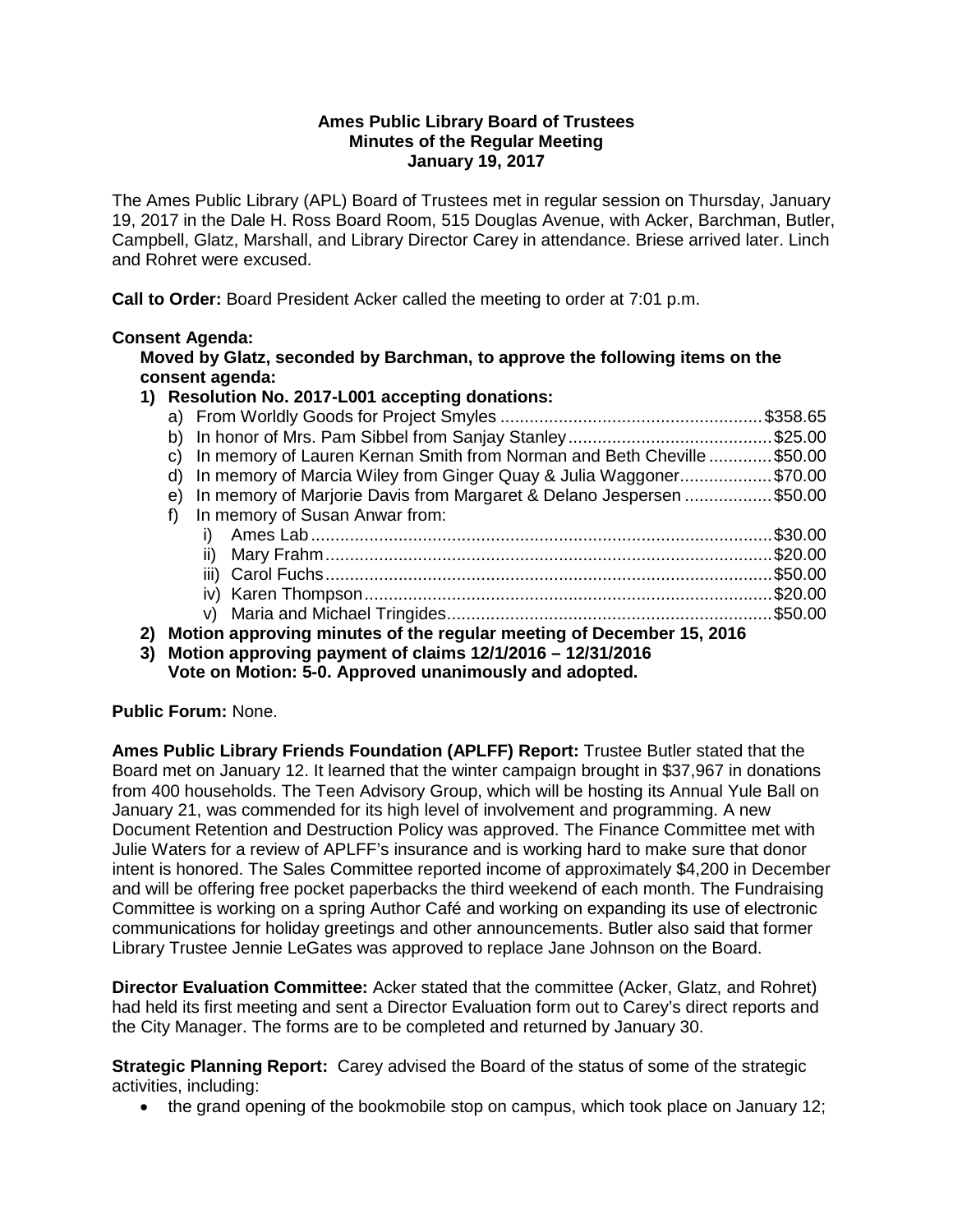# Ames Public Library Board of Trustees
## Minutes of the Regular Meeting
## January 19, 2017

The Ames Public Library (APL) Board of Trustees met in regular session on Thursday, January 19, 2017 in the Dale H. Ross Board Room, 515 Douglas Avenue, with Acker, Barchman, Butler, Campbell, Glatz, Marshall, and Library Director Carey in attendance. Briese arrived later. Linch and Rohret were excused.

**Call to Order:** Board President Acker called the meeting to order at 7:01 p.m.

**Consent Agenda:**

**Moved by Glatz, seconded by Barchman, to approve the following items on the consent agenda:**

1) **Resolution No. 2017-L001 accepting donations:**
   a) From Worldly Goods for Project Smyles ........................................................ $358.65
   b) In honor of Mrs. Pam Sibbel from Sanjay Stanley ............................................ $25.00
   c) In memory of Lauren Kernan Smith from Norman and Beth Cheville ............. $50.00
   d) In memory of Marcia Wiley from Ginger Quay & Julia Waggoner .................... $70.00
   e) In memory of Marjorie Davis from Margaret & Delano Jespersen .................. $50.00
   f) In memory of Susan Anwar from:
      i) Ames Lab ........................................................................................ $30.00
      ii) Mary Frahm ..................................................................................... $20.00
      iii) Carol Fuchs ..................................................................................... $50.00
      iv) Karen Thompson ............................................................................. $20.00
      v) Maria and Michael Tringides ............................................................ $50.00
2) **Motion approving minutes of the regular meeting of December 15, 2016**
3) **Motion approving payment of claims 12/1/2016 – 12/31/2016**
   **Vote on Motion: 5-0. Approved unanimously and adopted.**

**Public Forum:** None.

**Ames Public Library Friends Foundation (APLFF) Report:** Trustee Butler stated that the Board met on January 12. It learned that the winter campaign brought in $37,967 in donations from 400 households. The Teen Advisory Group, which will be hosting its Annual Yule Ball on January 21, was commended for its high level of involvement and programming. A new Document Retention and Destruction Policy was approved. The Finance Committee met with Julie Waters for a review of APLFF's insurance and is working hard to make sure that donor intent is honored. The Sales Committee reported income of approximately $4,200 in December and will be offering free pocket paperbacks the third weekend of each month. The Fundraising Committee is working on a spring Author Café and working on expanding its use of electronic communications for holiday greetings and other announcements. Butler also said that former Library Trustee Jennie LeGates was approved to replace Jane Johnson on the Board.

**Director Evaluation Committee:** Acker stated that the committee (Acker, Glatz, and Rohret) had held its first meeting and sent a Director Evaluation form out to Carey's direct reports and the City Manager. The forms are to be completed and returned by January 30.

**Strategic Planning Report:** Carey advised the Board of the status of some of the strategic activities, including:

- the grand opening of the bookmobile stop on campus, which took place on January 12;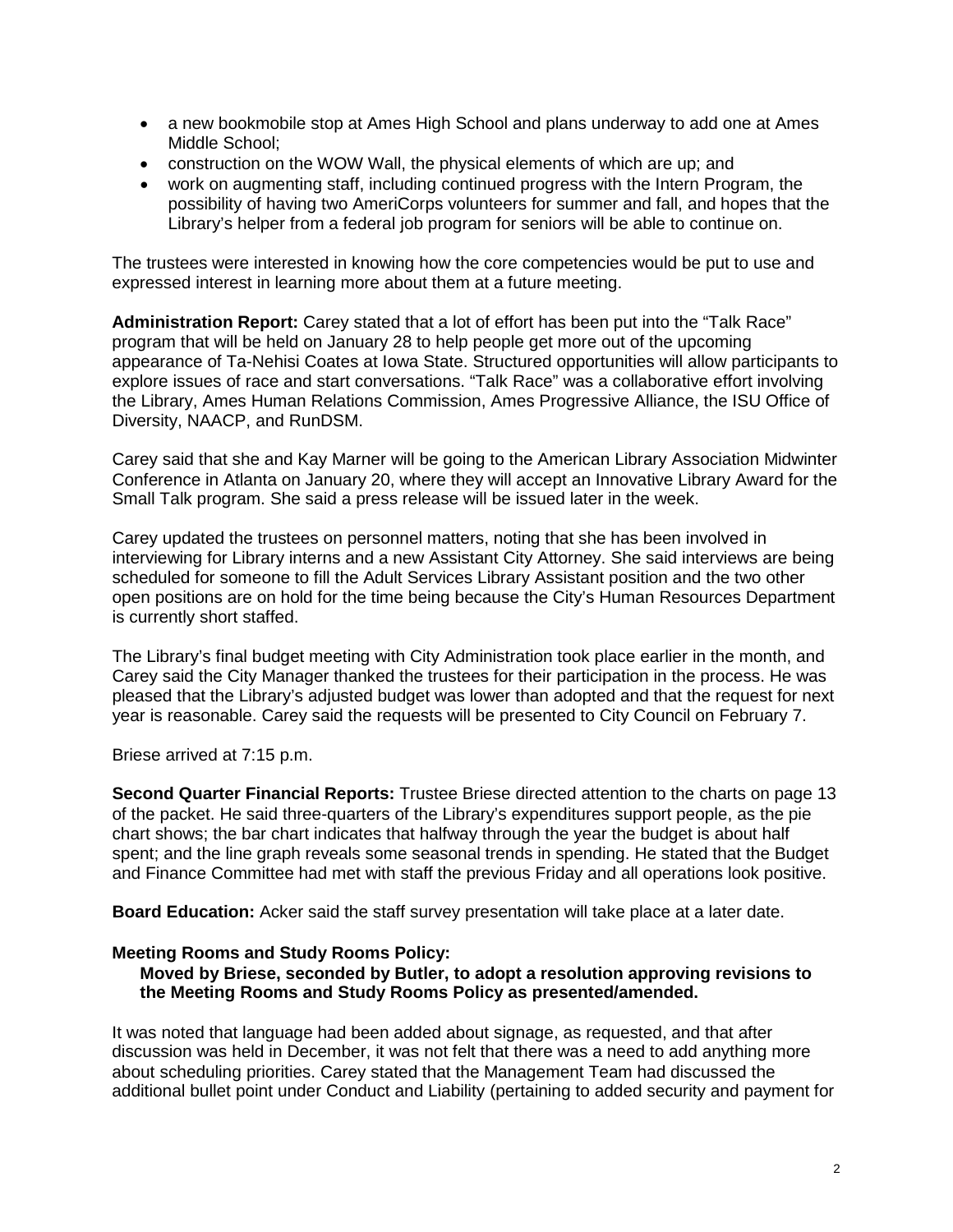- a new bookmobile stop at Ames High School and plans underway to add one at Ames Middle School;
- construction on the WOW Wall, the physical elements of which are up; and
- work on augmenting staff, including continued progress with the Intern Program, the possibility of having two AmeriCorps volunteers for summer and fall, and hopes that the Library's helper from a federal job program for seniors will be able to continue on.

The trustees were interested in knowing how the core competencies would be put to use and expressed interest in learning more about them at a future meeting.

**Administration Report:** Carey stated that a lot of effort has been put into the "Talk Race" program that will be held on January 28 to help people get more out of the upcoming appearance of Ta-Nehisi Coates at Iowa State. Structured opportunities will allow participants to explore issues of race and start conversations. "Talk Race" was a collaborative effort involving the Library, Ames Human Relations Commission, Ames Progressive Alliance, the ISU Office of Diversity, NAACP, and RunDSM.

Carey said that she and Kay Marner will be going to the American Library Association Midwinter Conference in Atlanta on January 20, where they will accept an Innovative Library Award for the Small Talk program. She said a press release will be issued later in the week.

Carey updated the trustees on personnel matters, noting that she has been involved in interviewing for Library interns and a new Assistant City Attorney. She said interviews are being scheduled for someone to fill the Adult Services Library Assistant position and the two other open positions are on hold for the time being because the City's Human Resources Department is currently short staffed.

The Library's final budget meeting with City Administration took place earlier in the month, and Carey said the City Manager thanked the trustees for their participation in the process. He was pleased that the Library's adjusted budget was lower than adopted and that the request for next year is reasonable. Carey said the requests will be presented to City Council on February 7.

Briese arrived at 7:15 p.m.

**Second Quarter Financial Reports:** Trustee Briese directed attention to the charts on page 13 of the packet. He said three-quarters of the Library's expenditures support people, as the pie chart shows; the bar chart indicates that halfway through the year the budget is about half spent; and the line graph reveals some seasonal trends in spending. He stated that the Budget and Finance Committee had met with staff the previous Friday and all operations look positive.

**Board Education:** Acker said the staff survey presentation will take place at a later date.

**Meeting Rooms and Study Rooms Policy:**

**Moved by Briese, seconded by Butler, to adopt a resolution approving revisions to the Meeting Rooms and Study Rooms Policy as presented/amended.**

It was noted that language had been added about signage, as requested, and that after discussion was held in December, it was not felt that there was a need to add anything more about scheduling priorities. Carey stated that the Management Team had discussed the additional bullet point under Conduct and Liability (pertaining to added security and payment for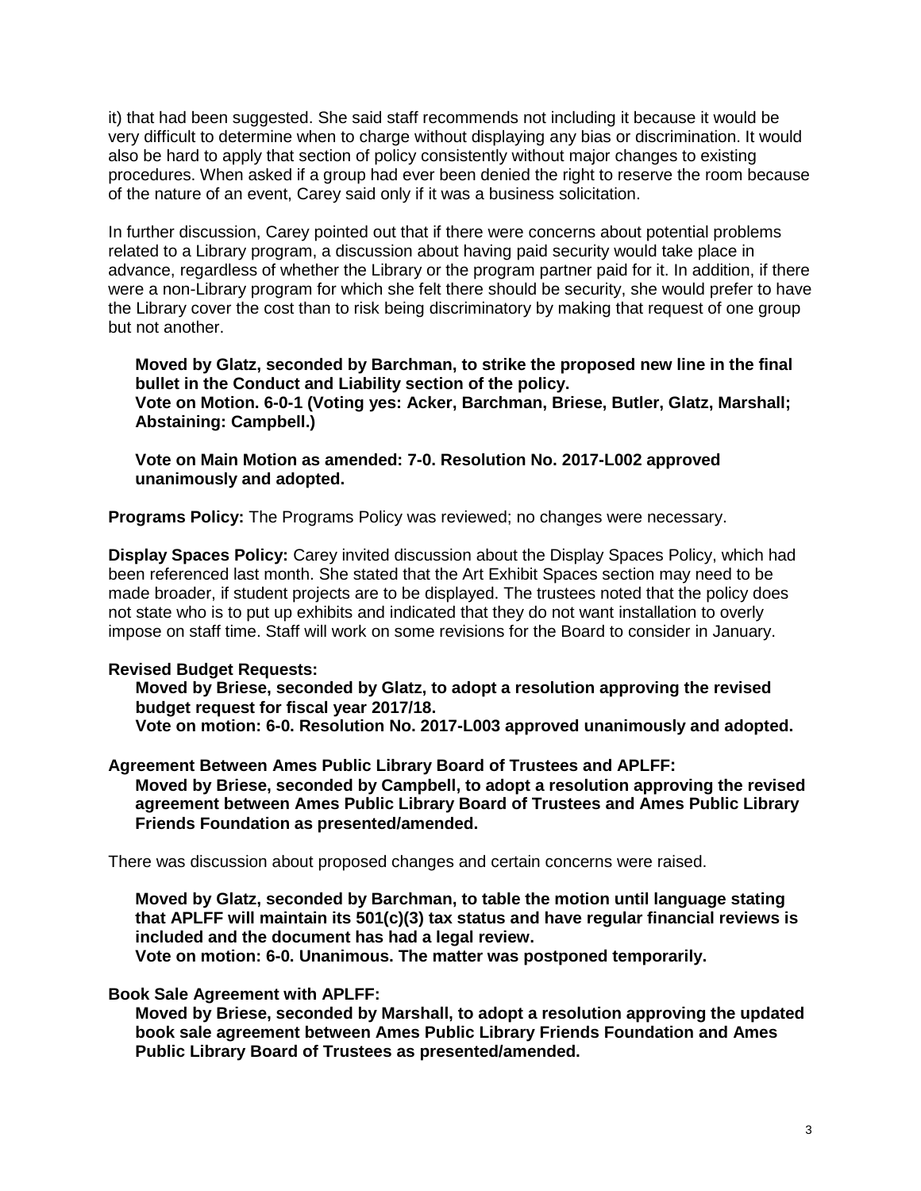it) that had been suggested. She said staff recommends not including it because it would be very difficult to determine when to charge without displaying any bias or discrimination. It would also be hard to apply that section of policy consistently without major changes to existing procedures. When asked if a group had ever been denied the right to reserve the room because of the nature of an event, Carey said only if it was a business solicitation.

In further discussion, Carey pointed out that if there were concerns about potential problems related to a Library program, a discussion about having paid security would take place in advance, regardless of whether the Library or the program partner paid for it. In addition, if there were a non-Library program for which she felt there should be security, she would prefer to have the Library cover the cost than to risk being discriminatory by making that request of one group but not another.

> **Moved by Glatz, seconded by Barchman, to strike the proposed new line in the final bullet in the Conduct and Liability section of the policy.**
> **Vote on Motion. 6-0-1 (Voting yes: Acker, Barchman, Briese, Butler, Glatz, Marshall; Abstaining: Campbell.)**
>
> **Vote on Main Motion as amended: 7-0. Resolution No. 2017-L002 approved unanimously and adopted.**

**Programs Policy:** The Programs Policy was reviewed; no changes were necessary.

**Display Spaces Policy:** Carey invited discussion about the Display Spaces Policy, which had been referenced last month. She stated that the Art Exhibit Spaces section may need to be made broader, if student projects are to be displayed. The trustees noted that the policy does not state who is to put up exhibits and indicated that they do not want installation to overly impose on staff time. Staff will work on some revisions for the Board to consider in January.

**Revised Budget Requests:**

> **Moved by Briese, seconded by Glatz, to adopt a resolution approving the revised budget request for fiscal year 2017/18.**
> **Vote on motion: 6-0. Resolution No. 2017-L003 approved unanimously and adopted.**

**Agreement Between Ames Public Library Board of Trustees and APLFF:**

> **Moved by Briese, seconded by Campbell, to adopt a resolution approving the revised agreement between Ames Public Library Board of Trustees and Ames Public Library Friends Foundation as presented/amended.**

There was discussion about proposed changes and certain concerns were raised.

> **Moved by Glatz, seconded by Barchman, to table the motion until language stating that APLFF will maintain its 501(c)(3) tax status and have regular financial reviews is included and the document has had a legal review.**
> **Vote on motion: 6-0. Unanimous. The matter was postponed temporarily.**

**Book Sale Agreement with APLFF:**

> **Moved by Briese, seconded by Marshall, to adopt a resolution approving the updated book sale agreement between Ames Public Library Friends Foundation and Ames Public Library Board of Trustees as presented/amended.**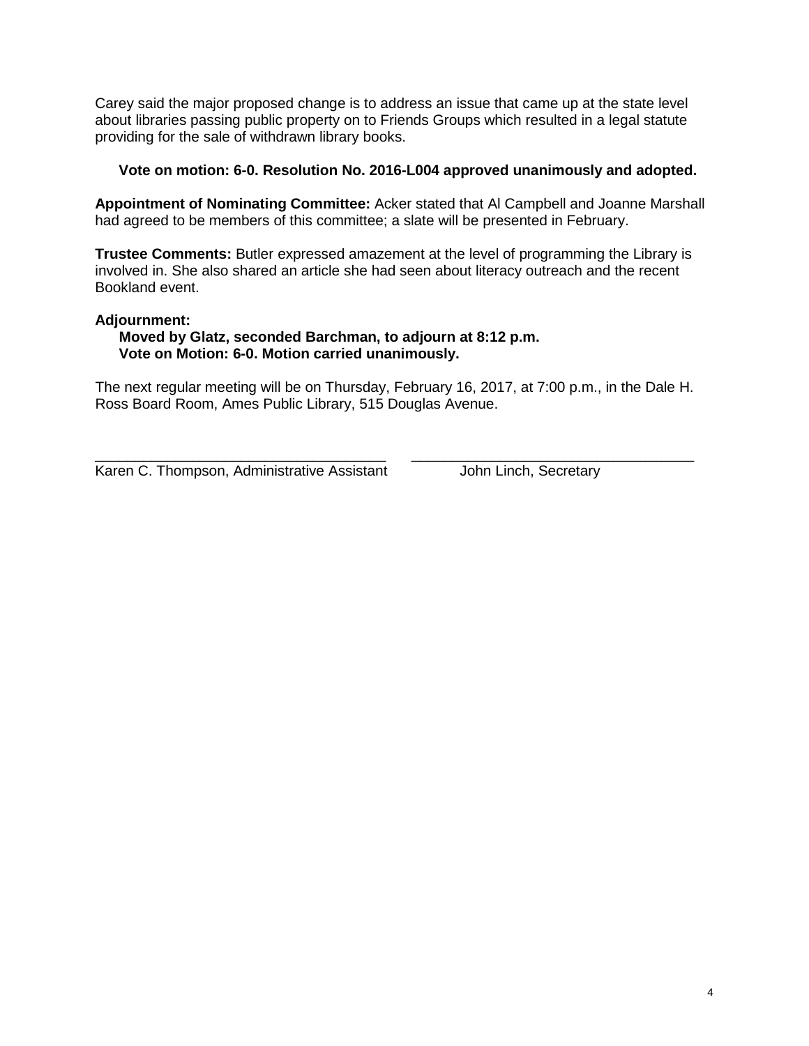Carey said the major proposed change is to address an issue that came up at the state level about libraries passing public property on to Friends Groups which resulted in a legal statute providing for the sale of withdrawn library books.

**Vote on motion: 6-0. Resolution No. 2016-L004 approved unanimously and adopted.**

**Appointment of Nominating Committee:** Acker stated that Al Campbell and Joanne Marshall had agreed to be members of this committee; a slate will be presented in February.

**Trustee Comments:** Butler expressed amazement at the level of programming the Library is involved in. She also shared an article she had seen about literacy outreach and the recent Bookland event.

**Adjournment:**

**Moved by Glatz, seconded Barchman, to adjourn at 8:12 p.m.**
**Vote on Motion: 6-0. Motion carried unanimously.**

The next regular meeting will be on Thursday, February 16, 2017, at 7:00 p.m., in the Dale H. Ross Board Room, Ames Public Library, 515 Douglas Avenue.

_____________________________________ _____________________________________
Karen C. Thompson, Administrative Assistant John Linch, Secretary